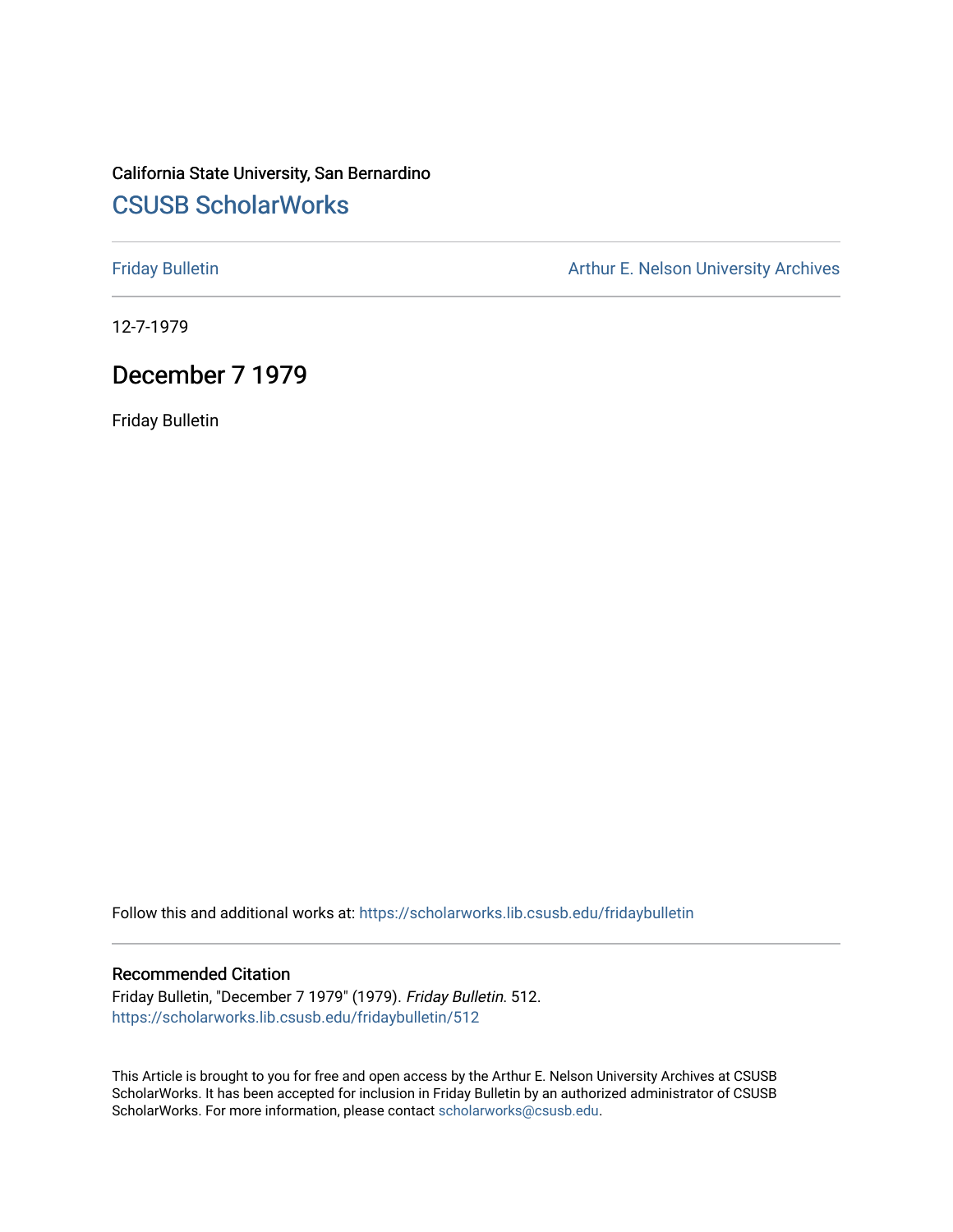California State University, San Bernardino

# CSUSB ScholarWorks

Friday Bulletin

Arthur E. Nelson University Archives

12-7-1979

## December 7 1979

Friday Bulletin

Follow this and additional works at: https://scholarworks.lib.csusb.edu/fridaybulletin

### Recommended Citation

Friday Bulletin, "December 7 1979" (1979). *Friday Bulletin*. 512.
https://scholarworks.lib.csusb.edu/fridaybulletin/512

This Article is brought to you for free and open access by the Arthur E. Nelson University Archives at CSUSB ScholarWorks. It has been accepted for inclusion in Friday Bulletin by an authorized administrator of CSUSB ScholarWorks. For more information, please contact scholarworks@csusb.edu.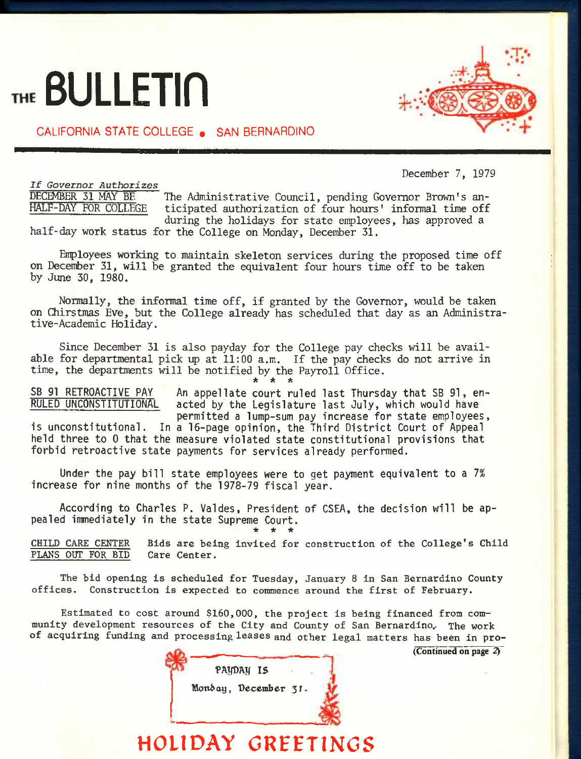# THE BULLETIN

CALIFORNIA STATE COLLEGE • SAN BERNARDINO

December 7, 1979

*If Governor Authorizes*
**DECEMBER 31 MAY BE HALF-DAY FOR COLLEGE**

The Administrative Council, pending Governor Brown's anticipated authorization of four hours' informal time off during the holidays for state employees, has approved a half-day work status for the College on Monday, December 31.

Employees working to maintain skeleton services during the proposed time off on December 31, will be granted the equivalent four hours time off to be taken by June 30, 1980.

Normally, the informal time off, if granted by the Governor, would be taken on Chirstmas Eve, but the College already has scheduled that day as an Administrative-Academic Holiday.

Since December 31 is also payday for the College pay checks will be available for departmental pick up at 11:00 a.m. If the pay checks do not arrive in time, the departments will be notified by the Payroll Office.

\* \* \*

**SB 91 RETROACTIVE PAY RULED UNCONSTITUTIONAL**

An appellate court ruled last Thursday that SB 91, enacted by the Legislature last July, which would have permitted a lump-sum pay increase for state employees, is unconstitutional. In a 16-page opinion, the Third District Court of Appeal held three to 0 that the measure violated state constitutional provisions that forbid retroactive state payments for services already performed.

Under the pay bill state employees were to get payment equivalent to a 7% increase for nine months of the 1978-79 fiscal year.

According to Charles P. Valdes, President of CSEA, the decision will be appealed immediately in the state Supreme Court.

\* \* \*

**CHILD CARE CENTER PLANS OUT FOR BID**

Bids are being invited for construction of the College's Child Care Center.

The bid opening is scheduled for Tuesday, January 8 in San Bernardino County offices. Construction is expected to commence around the first of February.

Estimated to cost around $160,000, the project is being financed from community development resources of the City and County of San Bernardino. The work of acquiring funding and processing leases and other legal matters has been in pro-

(Continued on page 2)

PAYDAY IS
Monday, December 31.

## HOLIDAY GREETINGS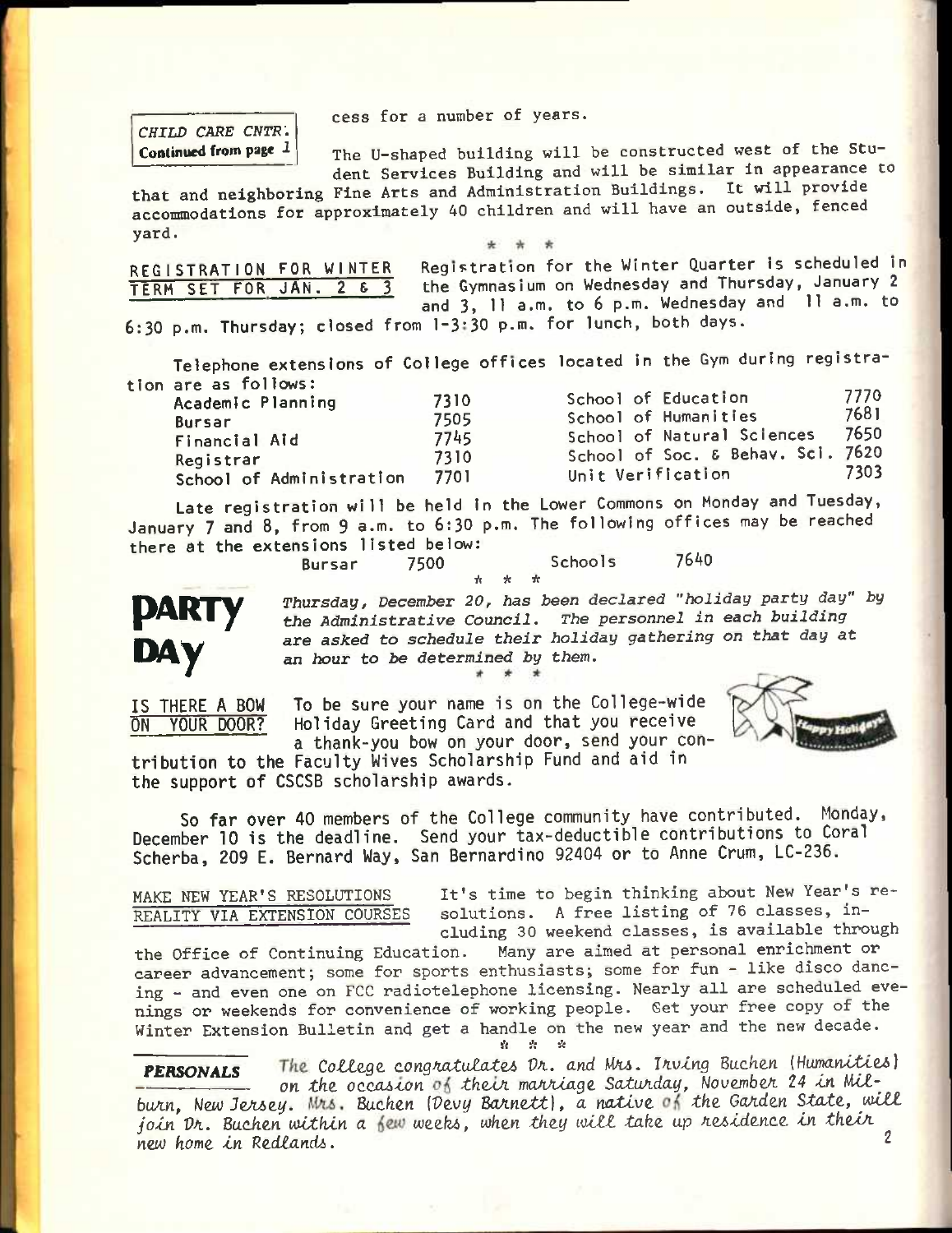*CHILD CARE CNTR.*
**Continued from page 1**

cess for a number of years.

The U-shaped building will be constructed west of the Student Services Building and will be similar in appearance to that and neighboring Fine Arts and Administration Buildings. It will provide accommodations for approximately 40 children and will have an outside, fenced yard.

\* \* \*

## REGISTRATION FOR WINTER TERM SET FOR JAN. 2 & 3

Registration for the Winter Quarter is scheduled in the Gymnasium on Wednesday and Thursday, January 2 and 3, 11 a.m. to 6 p.m. Wednesday and 11 a.m. to 6:30 p.m. Thursday; closed from 1-3:30 p.m. for lunch, both days.

Telephone extensions of College offices located in the Gym during registration are as follows:

| Office | Ext. | Office | Ext. |
|---|---|---|---|
| Academic Planning | 7310 | School of Education | 7770 |
| Bursar | 7505 | School of Humanities | 7681 |
| Financial Aid | 7745 | School of Natural Sciences | 7650 |
| Registrar | 7310 | School of Soc. & Behav. Sci. | 7620 |
| School of Administration | 7701 | Unit Verification | 7303 |

Late registration will be held in the Lower Commons on Monday and Tuesday, January 7 and 8, from 9 a.m. to 6:30 p.m. The following offices may be reached there at the extensions listed below:

| Office | Ext. | Office | Ext. |
|---|---|---|---|
| Bursar | 7500 | Schools | 7640 |

\* \* \*

## PARTY DAY

*Thursday, December 20, has been declared "holiday party day" by the Administrative Council. The personnel in each building are asked to schedule their holiday gathering on that day at an hour to be determined by them.*

\* \* \*

## IS THERE A BOW ON YOUR DOOR?

To be sure your name is on the College-wide Holiday Greeting Card and that you receive a thank-you bow on your door, send your contribution to the Faculty Wives Scholarship Fund and aid in the support of CSCSB scholarship awards.

So far over 40 members of the College community have contributed. Monday, December 10 is the deadline. Send your tax-deductible contributions to Coral Scherba, 209 E. Bernard Way, San Bernardino 92404 or to Anne Crum, LC-236.

## MAKE NEW YEAR'S RESOLUTIONS REALITY VIA EXTENSION COURSES

It's time to begin thinking about New Year's resolutions. A free listing of 76 classes, including 30 weekend classes, is available through the Office of Continuing Education. Many are aimed at personal enrichment or career advancement; some for sports enthusiasts; some for fun - like disco dancing - and even one on FCC radiotelephone licensing. Nearly all are scheduled evenings or weekends for convenience of working people. Get your free copy of the Winter Extension Bulletin and get a handle on the new year and the new decade.

\* \* \*

## PERSONALS

*The College congratulates Dr. and Mrs. Irving Buchen (Humanities) on the occasion of their marriage Saturday, November 24 in Milburn, New Jersey. Mrs. Buchen (Devy Barnett), a native of the Garden State, will join Dr. Buchen within a few weeks, when they will take up residence in their new home in Redlands.*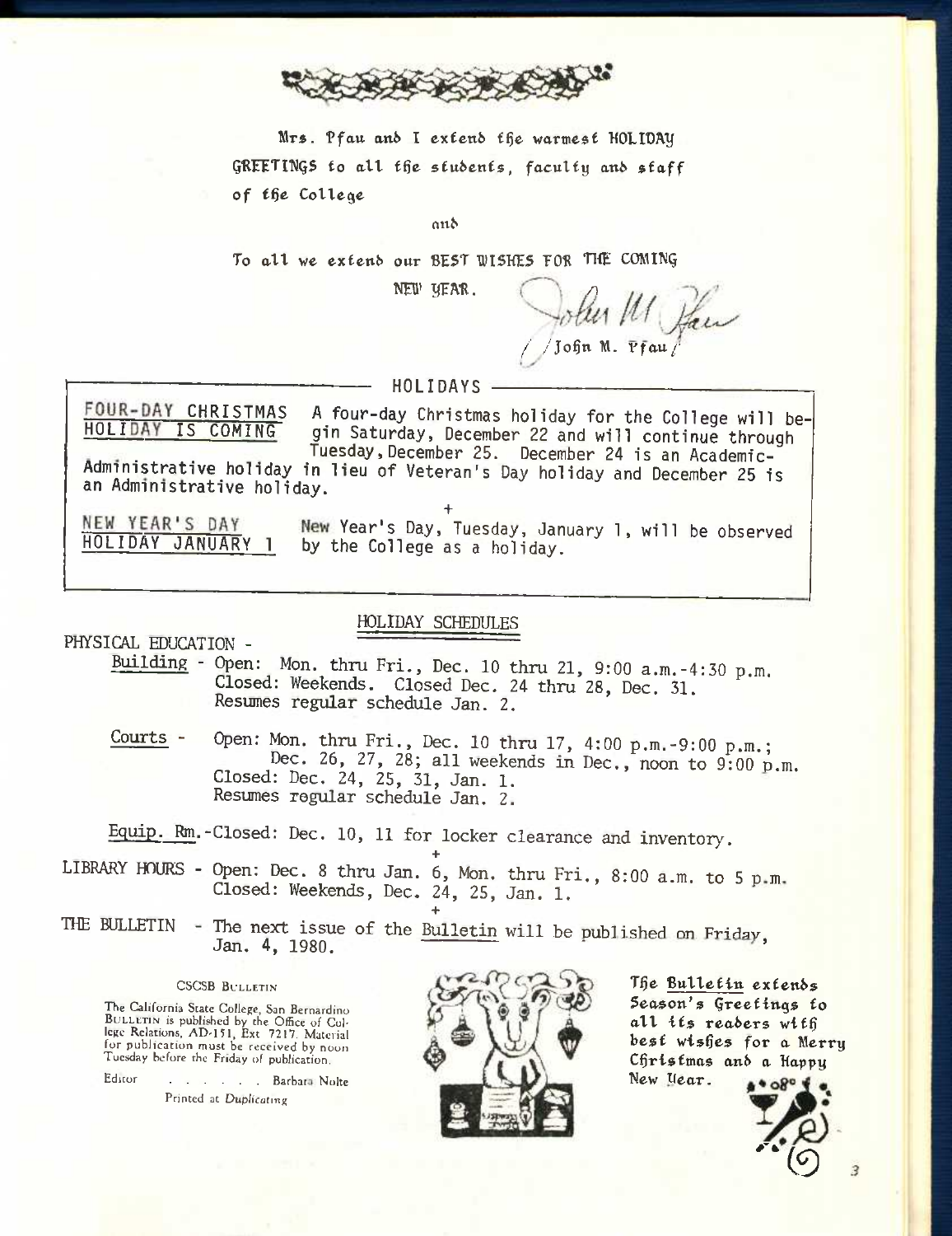Mrs. Pfau and I extend the warmest HOLIDAY GREETINGS to all the students, faculty and staff of the College

and

To all we extend our BEST WISHES FOR THE COMING NEW YEAR.

John M. Pfau

## HOLIDAYS

**FOUR-DAY CHRISTMAS HOLIDAY IS COMING** A four-day Christmas holiday for the College will begin Saturday, December 22 and will continue through Tuesday, December 25. December 24 is an Academic-Administrative holiday in lieu of Veteran's Day holiday and December 25 is an Administrative holiday.

+

**NEW YEAR'S DAY HOLIDAY JANUARY 1** New Year's Day, Tuesday, January 1, will be observed by the College as a holiday.

## HOLIDAY SCHEDULES

PHYSICAL EDUCATION -

Building - Open: Mon. thru Fri., Dec. 10 thru 21, 9:00 a.m.-4:30 p.m. Closed: Weekends. Closed Dec. 24 thru 28, Dec. 31. Resumes regular schedule Jan. 2.

Courts - Open: Mon. thru Fri., Dec. 10 thru 17, 4:00 p.m.-9:00 p.m.; Dec. 26, 27, 28; all weekends in Dec., noon to 9:00 p.m. Closed: Dec. 24, 25, 31, Jan. 1. Resumes regular schedule Jan. 2.

Equip. Rm.-Closed: Dec. 10, 11 for locker clearance and inventory.

+

LIBRARY HOURS - Open: Dec. 8 thru Jan. 6, Mon. thru Fri., 8:00 a.m. to 5 p.m. Closed: Weekends, Dec. 24, 25, Jan. 1.

+

THE BULLETIN - The next issue of the Bulletin will be published on Friday, Jan. 4, 1980.

CSCSB BULLETIN

The California State College, San Bernardino BULLETIN is published by the Office of College Relations, AD-151, Ext 7217. Material for publication must be received by noon Tuesday before the Friday of publication.

Editor . . . . . . . Barbara Nolte

Printed at Duplicating

The Bulletin extends Season's Greetings to all its readers with best wishes for a Merry Christmas and a Happy New Year.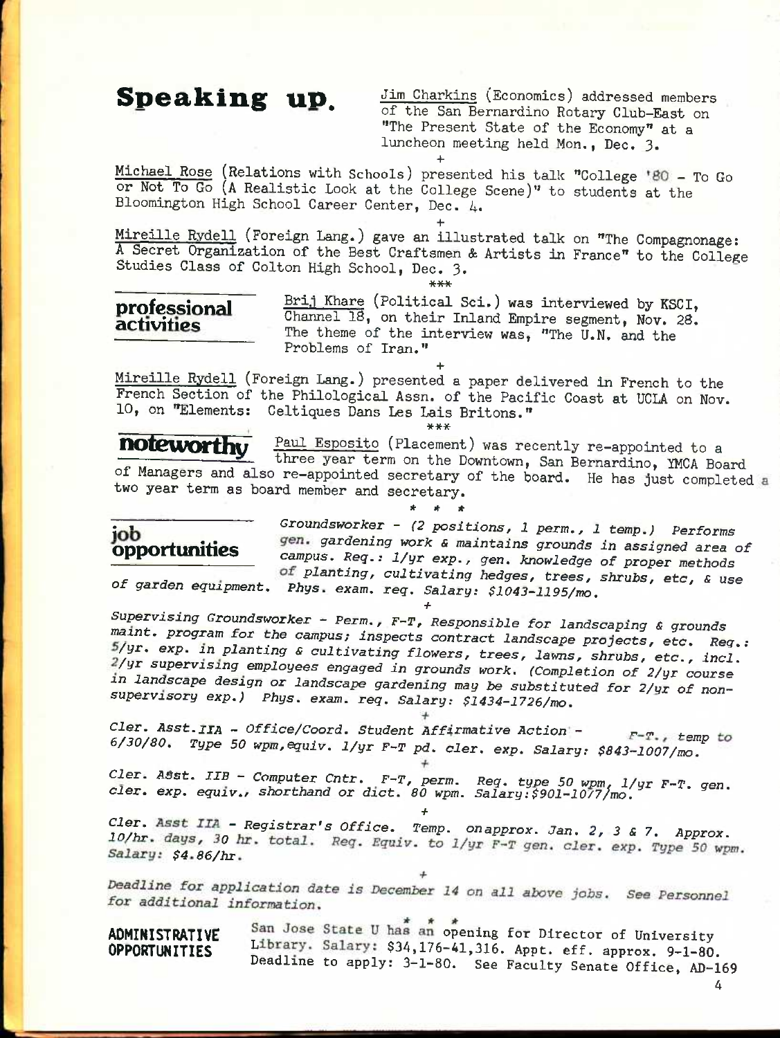## Speaking up.

Jim Charkins (Economics) addressed members of the San Bernardino Rotary Club-East on "The Present State of the Economy" at a luncheon meeting held Mon., Dec. 3.

+

Michael Rose (Relations with Schools) presented his talk "College '80 - To Go or Not To Go (A Realistic Look at the College Scene)" to students at the Bloomington High School Career Center, Dec. 4.

+

Mireille Rydell (Foreign Lang.) gave an illustrated talk on "The Compagnonage: A Secret Organization of the Best Craftsmen & Artists in France" to the College Studies Class of Colton High School, Dec. 3.

***

## professional activities

Brij Khare (Political Sci.) was interviewed by KSCI, Channel 18, on their Inland Empire segment, Nov. 28. The theme of the interview was, "The U.N. and the Problems of Iran."

+

Mireille Rydell (Foreign Lang.) presented a paper delivered in French to the French Section of the Philological Assn. of the Pacific Coast at UCLA on Nov. 10, on "Elements: Celtiques Dans Les Lais Britons."

***

## noteworthy

Paul Esposito (Placement) was recently re-appointed to a three year term on the Downtown, San Bernardino, YMCA Board of Managers and also re-appointed secretary of the board. He has just completed a two year term as board member and secretary.

* * *

## job opportunities

*Groundsworker - (2 positions, 1 perm., 1 temp.) Performs gen. gardening work & maintains grounds in assigned area of campus. Req.: 1/yr exp., gen. knowledge of proper methods of planting, cultivating hedges, trees, shrubs, etc, & use of garden equipment. Phys. exam. req. Salary: $1043-1195/mo.*

+

*Supervising Groundsworker - Perm., F-T, Responsible for landscaping & grounds maint. program for the campus; inspects contract landscape projects, etc. Req.: 5/yr. exp. in planting & cultivating flowers, trees, lawns, shrubs, etc., incl. 2/yr supervising employees engaged in grounds work. (Completion of 2/yr course in landscape design or landscape gardening may be substituted for 2/yr of non-supervisory exp.) Phys. exam. req. Salary: $1434-1726/mo.*

+

*Cler. Asst.IIA - Office/Coord. Student Affirmative Action - F-T., temp to 6/30/80. Type 50 wpm,equiv. 1/yr F-T pd. cler. exp. Salary: $843-1007/mo.*

+

*Cler. Asst. IIB - Computer Cntr. F-T, perm. Req. type 50 wpm, 1/yr F-T. gen. cler. exp. equiv., shorthand or dict. 80 wpm. Salary:$901-1077/mo.*

+

*Cler. Asst IIA - Registrar's Office. Temp. on approx. Jan. 2, 3 & 7. Approx. 10/hr. days, 30 hr. total. Req. Equiv. to 1/yr F-T gen. cler. exp. Type 50 wpm. Salary: $4.86/hr.*

+

*Deadline for application date is December 14 on all above jobs. See Personnel for additional information.*

* * *

## ADMINISTRATIVE OPPORTUNITIES

San Jose State U has an opening for Director of University Library. Salary: $34,176-41,316. Appt. eff. approx. 9-1-80. Deadline to apply: 3-1-80. See Faculty Senate Office, AD-169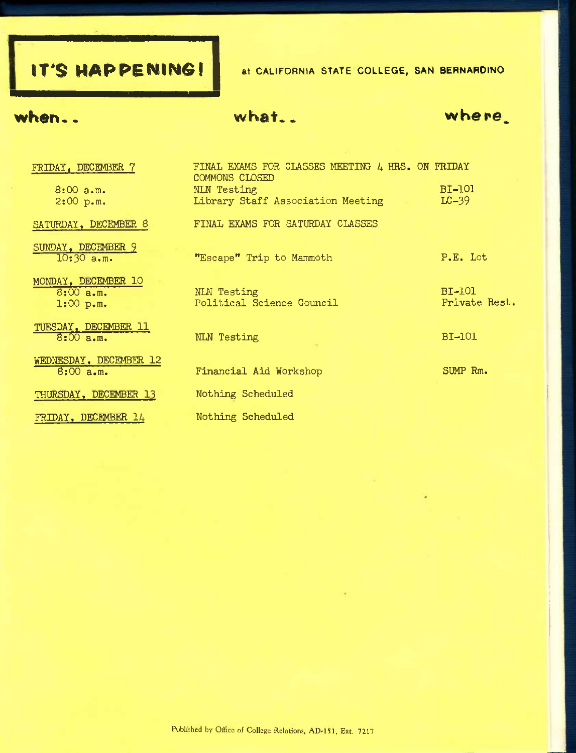# IT'S HAPPENING!

at CALIFORNIA STATE COLLEGE, SAN BERNARDINO

| when.. | what.. | where. |
|---|---|---|
| FRIDAY, DECEMBER 7 | FINAL EXAMS FOR CLASSES MEETING 4 HRS. ON FRIDAY | |
| | COMMONS CLOSED | |
| 8:00 a.m. | NLN Testing | BI-101 |
| 2:00 p.m. | Library Staff Association Meeting | LC-39 |
| SATURDAY, DECEMBER 8 | FINAL EXAMS FOR SATURDAY CLASSES | |
| SUNDAY, DECEMBER 9 | | |
| 10:30 a.m. | "Escape" Trip to Mammoth | P.E. Lot |
| MONDAY, DECEMBER 10 | | |
| 8:00 a.m. | NLN Testing | BI-101 |
| 1:00 p.m. | Political Science Council | Private Rest. |
| TUESDAY, DECEMBER 11 | | |
| 8:00 a.m. | NLN Testing | BI-101 |
| WEDNESDAY, DECEMBER 12 | | |
| 8:00 a.m. | Financial Aid Workshop | SUMP Rm. |
| THURSDAY, DECEMBER 13 | Nothing Scheduled | |
| FRIDAY, DECEMBER 14 | Nothing Scheduled | |

Published by Office of College Relations, AD-151, Ext. 7217